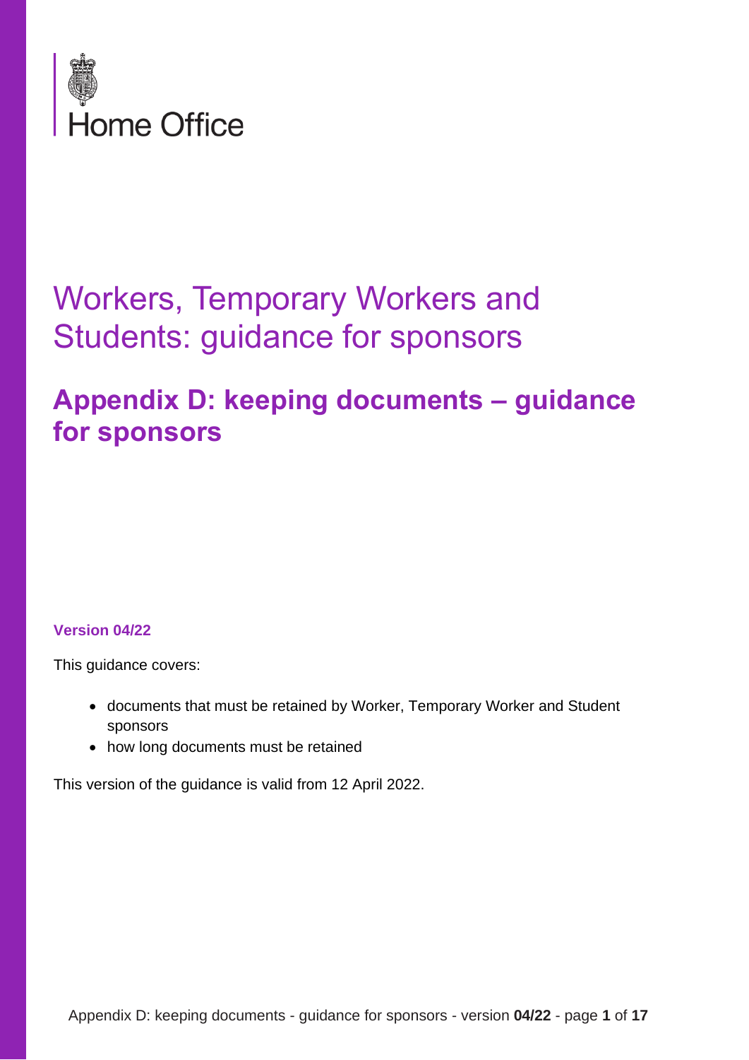Home Office

# Workers, Temporary Workers and Students: guidance for sponsors

## Appendix D: keeping documents – guidance for sponsors

**Version 04/22**

This guidance covers:

- documents that must be retained by Worker, Temporary Worker and Student sponsors
- how long documents must be retained

This version of the guidance is valid from 12 April 2022.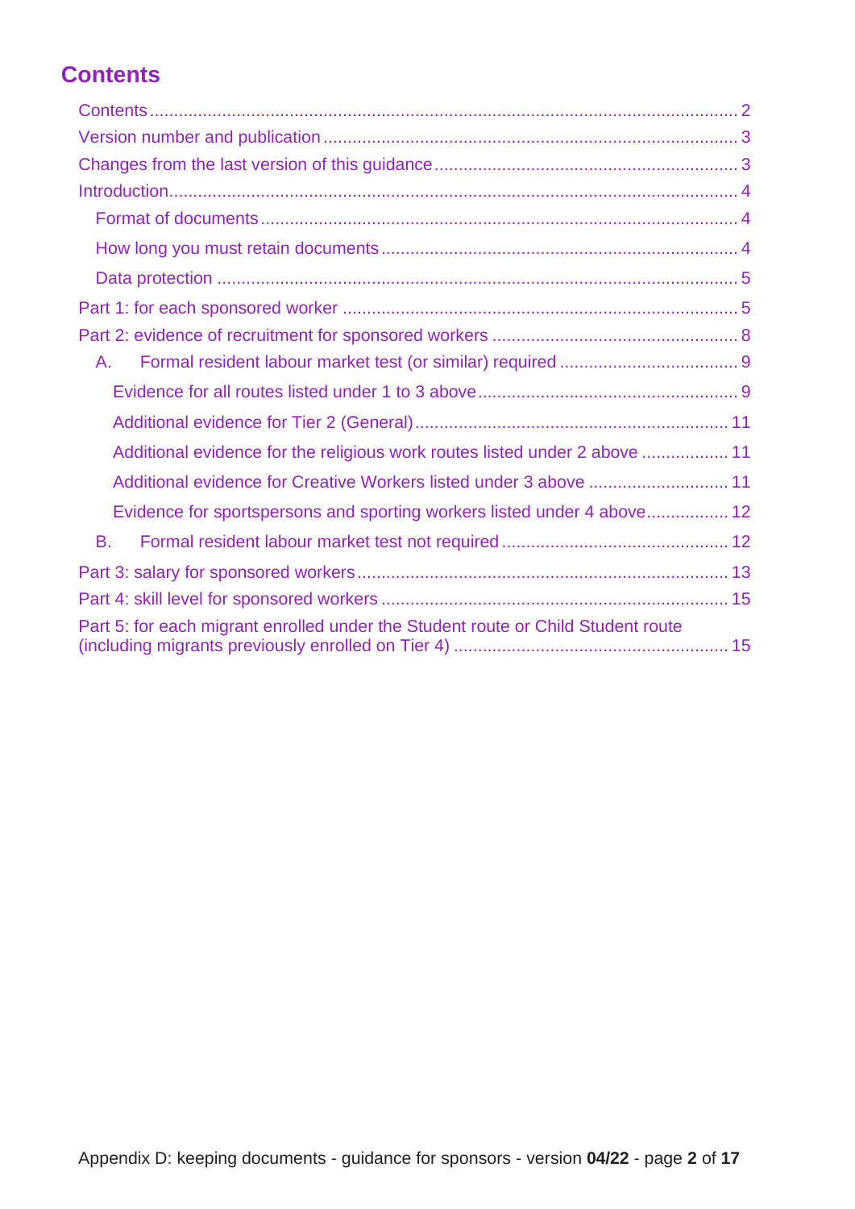# Contents

Contents ........................................................................................................................ 2
Version number and publication .................................................................................... 3
Changes from the last version of this guidance ............................................................. 3
Introduction .................................................................................................................... 4
  Format of documents .................................................................................................. 4
  How long you must retain documents ......................................................................... 4
  Data protection ........................................................................................................... 5
Part 1: for each sponsored worker ................................................................................. 5
Part 2: evidence of recruitment for sponsored workers .................................................. 8
  A. Formal resident labour market test (or similar) required .................................... 9
    Evidence for all routes listed under 1 to 3 above ..................................................... 9
    Additional evidence for Tier 2 (General) ................................................................ 11
    Additional evidence for the religious work routes listed under 2 above ................. 11
    Additional evidence for Creative Workers listed under 3 above ............................ 11
    Evidence for sportspersons and sporting workers listed under 4 above ................. 12
  B. Formal resident labour market test not required ............................................... 12
Part 3: salary for sponsored workers ............................................................................ 13
Part 4: skill level for sponsored workers ....................................................................... 15
Part 5: for each migrant enrolled under the Student route or Child Student route (including migrants previously enrolled on Tier 4) ........................................................ 15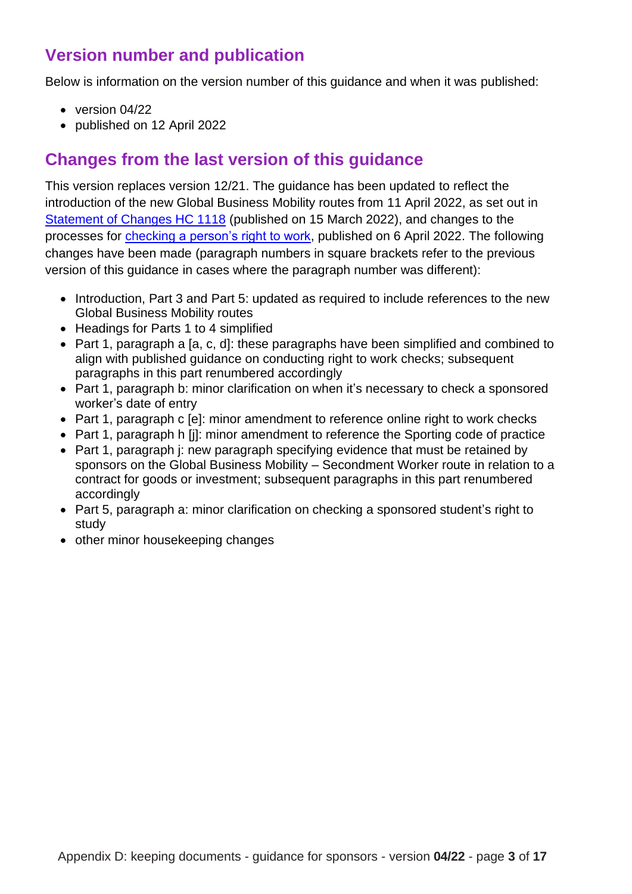## Version number and publication

Below is information on the version number of this guidance and when it was published:

- version 04/22
- published on 12 April 2022

## Changes from the last version of this guidance

This version replaces version 12/21. The guidance has been updated to reflect the introduction of the new Global Business Mobility routes from 11 April 2022, as set out in [Statement of Changes HC 1118](#) (published on 15 March 2022), and changes to the processes for [checking a person's right to work](#), published on 6 April 2022. The following changes have been made (paragraph numbers in square brackets refer to the previous version of this guidance in cases where the paragraph number was different):

- Introduction, Part 3 and Part 5: updated as required to include references to the new Global Business Mobility routes
- Headings for Parts 1 to 4 simplified
- Part 1, paragraph a [a, c, d]: these paragraphs have been simplified and combined to align with published guidance on conducting right to work checks; subsequent paragraphs in this part renumbered accordingly
- Part 1, paragraph b: minor clarification on when it's necessary to check a sponsored worker's date of entry
- Part 1, paragraph c [e]: minor amendment to reference online right to work checks
- Part 1, paragraph h [j]: minor amendment to reference the Sporting code of practice
- Part 1, paragraph j: new paragraph specifying evidence that must be retained by sponsors on the Global Business Mobility – Secondment Worker route in relation to a contract for goods or investment; subsequent paragraphs in this part renumbered accordingly
- Part 5, paragraph a: minor clarification on checking a sponsored student's right to study
- other minor housekeeping changes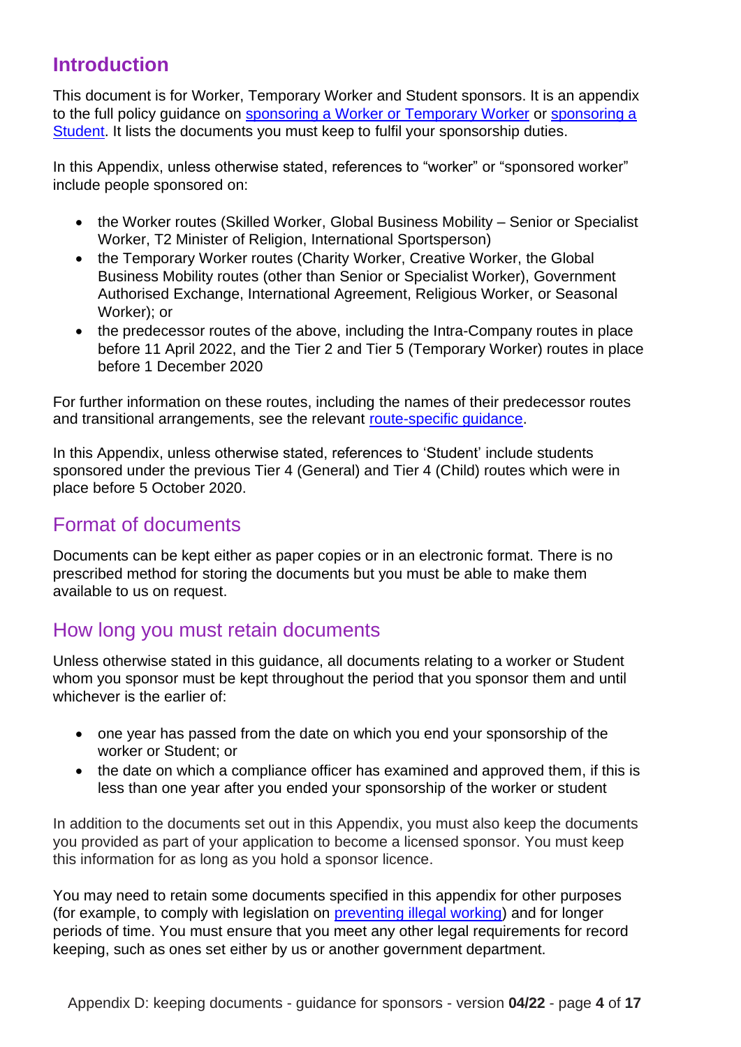## Introduction

This document is for Worker, Temporary Worker and Student sponsors. It is an appendix to the full policy guidance on sponsoring a Worker or Temporary Worker or sponsoring a Student. It lists the documents you must keep to fulfil your sponsorship duties.

In this Appendix, unless otherwise stated, references to "worker" or "sponsored worker" include people sponsored on:

- the Worker routes (Skilled Worker, Global Business Mobility – Senior or Specialist Worker, T2 Minister of Religion, International Sportsperson)
- the Temporary Worker routes (Charity Worker, Creative Worker, the Global Business Mobility routes (other than Senior or Specialist Worker), Government Authorised Exchange, International Agreement, Religious Worker, or Seasonal Worker); or
- the predecessor routes of the above, including the Intra-Company routes in place before 11 April 2022, and the Tier 2 and Tier 5 (Temporary Worker) routes in place before 1 December 2020

For further information on these routes, including the names of their predecessor routes and transitional arrangements, see the relevant route-specific guidance.

In this Appendix, unless otherwise stated, references to 'Student' include students sponsored under the previous Tier 4 (General) and Tier 4 (Child) routes which were in place before 5 October 2020.

### Format of documents

Documents can be kept either as paper copies or in an electronic format. There is no prescribed method for storing the documents but you must be able to make them available to us on request.

### How long you must retain documents

Unless otherwise stated in this guidance, all documents relating to a worker or Student whom you sponsor must be kept throughout the period that you sponsor them and until whichever is the earlier of:

- one year has passed from the date on which you end your sponsorship of the worker or Student; or
- the date on which a compliance officer has examined and approved them, if this is less than one year after you ended your sponsorship of the worker or student

In addition to the documents set out in this Appendix, you must also keep the documents you provided as part of your application to become a licensed sponsor. You must keep this information for as long as you hold a sponsor licence.

You may need to retain some documents specified in this appendix for other purposes (for example, to comply with legislation on preventing illegal working) and for longer periods of time. You must ensure that you meet any other legal requirements for record keeping, such as ones set either by us or another government department.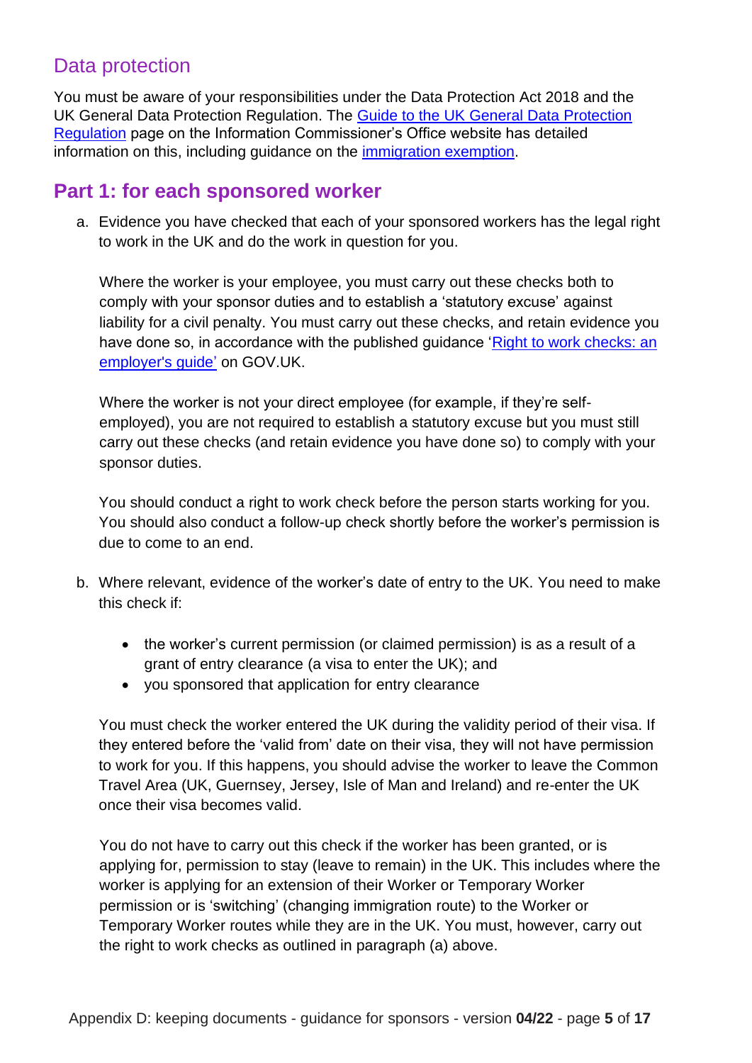## Data protection

You must be aware of your responsibilities under the Data Protection Act 2018 and the UK General Data Protection Regulation. The [Guide to the UK General Data Protection Regulation](#) page on the Information Commissioner's Office website has detailed information on this, including guidance on the [immigration exemption](#).

## Part 1: for each sponsored worker

a. Evidence you have checked that each of your sponsored workers has the legal right to work in the UK and do the work in question for you.

   Where the worker is your employee, you must carry out these checks both to comply with your sponsor duties and to establish a 'statutory excuse' against liability for a civil penalty. You must carry out these checks, and retain evidence you have done so, in accordance with the published guidance ['Right to work checks: an employer's guide'](#) on GOV.UK.

   Where the worker is not your direct employee (for example, if they're self-employed), you are not required to establish a statutory excuse but you must still carry out these checks (and retain evidence you have done so) to comply with your sponsor duties.

   You should conduct a right to work check before the person starts working for you. You should also conduct a follow-up check shortly before the worker's permission is due to come to an end.

b. Where relevant, evidence of the worker's date of entry to the UK. You need to make this check if:

   - the worker's current permission (or claimed permission) is as a result of a grant of entry clearance (a visa to enter the UK); and
   - you sponsored that application for entry clearance

   You must check the worker entered the UK during the validity period of their visa. If they entered before the 'valid from' date on their visa, they will not have permission to work for you. If this happens, you should advise the worker to leave the Common Travel Area (UK, Guernsey, Jersey, Isle of Man and Ireland) and re-enter the UK once their visa becomes valid.

   You do not have to carry out this check if the worker has been granted, or is applying for, permission to stay (leave to remain) in the UK. This includes where the worker is applying for an extension of their Worker or Temporary Worker permission or is 'switching' (changing immigration route) to the Worker or Temporary Worker routes while they are in the UK. You must, however, carry out the right to work checks as outlined in paragraph (a) above.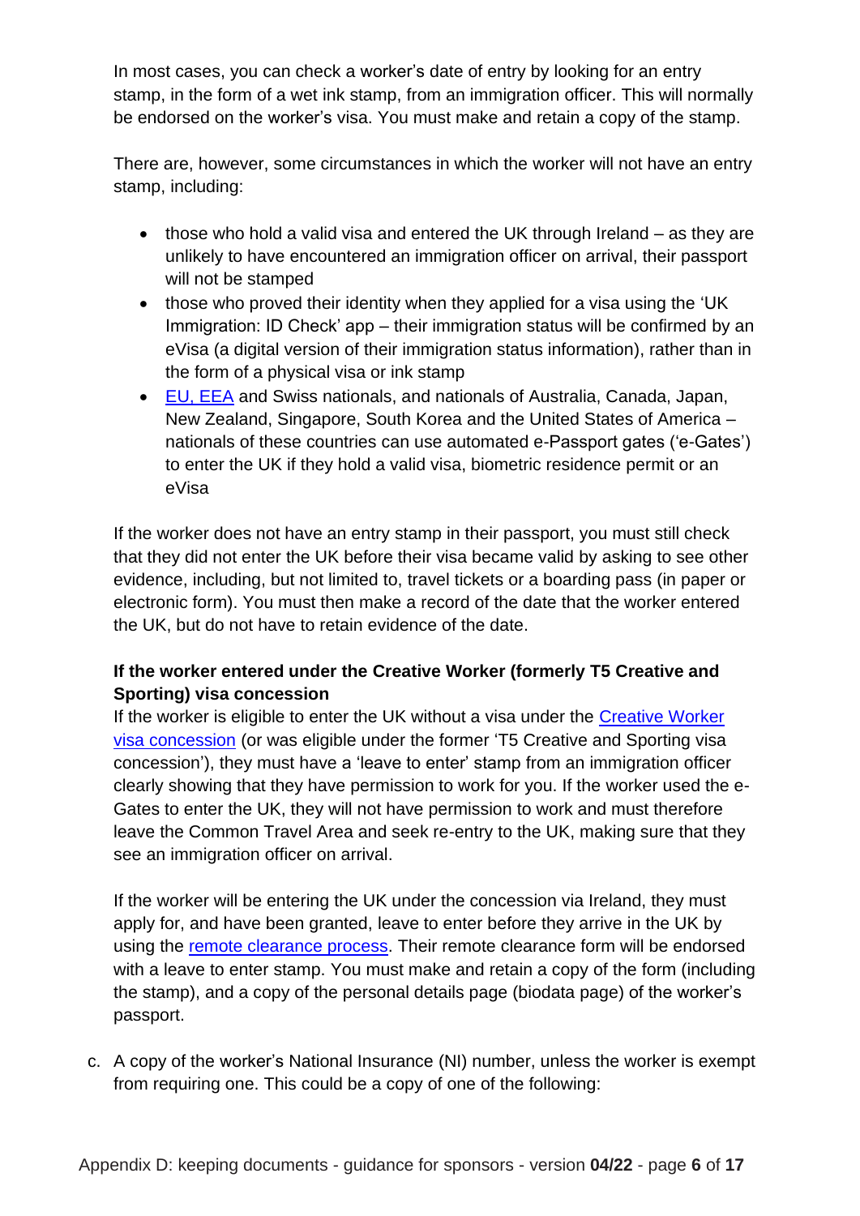In most cases, you can check a worker's date of entry by looking for an entry stamp, in the form of a wet ink stamp, from an immigration officer. This will normally be endorsed on the worker's visa. You must make and retain a copy of the stamp.

There are, however, some circumstances in which the worker will not have an entry stamp, including:

- those who hold a valid visa and entered the UK through Ireland – as they are unlikely to have encountered an immigration officer on arrival, their passport will not be stamped
- those who proved their identity when they applied for a visa using the 'UK Immigration: ID Check' app – their immigration status will be confirmed by an eVisa (a digital version of their immigration status information), rather than in the form of a physical visa or ink stamp
- EU, EEA and Swiss nationals, and nationals of Australia, Canada, Japan, New Zealand, Singapore, South Korea and the United States of America – nationals of these countries can use automated e-Passport gates ('e-Gates') to enter the UK if they hold a valid visa, biometric residence permit or an eVisa

If the worker does not have an entry stamp in their passport, you must still check that they did not enter the UK before their visa became valid by asking to see other evidence, including, but not limited to, travel tickets or a boarding pass (in paper or electronic form). You must then make a record of the date that the worker entered the UK, but do not have to retain evidence of the date.

**If the worker entered under the Creative Worker (formerly T5 Creative and Sporting) visa concession**

If the worker is eligible to enter the UK without a visa under the Creative Worker visa concession (or was eligible under the former 'T5 Creative and Sporting visa concession'), they must have a 'leave to enter' stamp from an immigration officer clearly showing that they have permission to work for you. If the worker used the e-Gates to enter the UK, they will not have permission to work and must therefore leave the Common Travel Area and seek re-entry to the UK, making sure that they see an immigration officer on arrival.

If the worker will be entering the UK under the concession via Ireland, they must apply for, and have been granted, leave to enter before they arrive in the UK by using the remote clearance process. Their remote clearance form will be endorsed with a leave to enter stamp. You must make and retain a copy of the form (including the stamp), and a copy of the personal details page (biodata page) of the worker's passport.

c. A copy of the worker's National Insurance (NI) number, unless the worker is exempt from requiring one. This could be a copy of one of the following: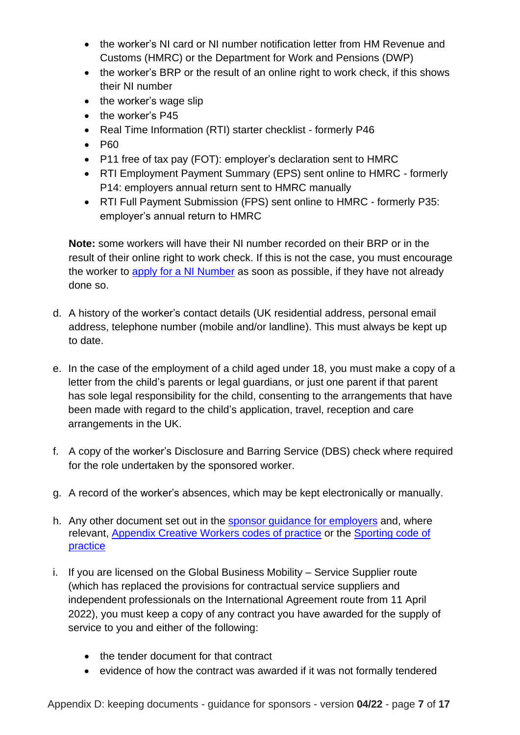- the worker's NI card or NI number notification letter from HM Revenue and Customs (HMRC) or the Department for Work and Pensions (DWP)
- the worker's BRP or the result of an online right to work check, if this shows their NI number
- the worker's wage slip
- the worker's P45
- Real Time Information (RTI) starter checklist - formerly P46
- P60
- P11 free of tax pay (FOT): employer's declaration sent to HMRC
- RTI Employment Payment Summary (EPS) sent online to HMRC - formerly P14: employers annual return sent to HMRC manually
- RTI Full Payment Submission (FPS) sent online to HMRC - formerly P35: employer's annual return to HMRC

**Note:** some workers will have their NI number recorded on their BRP or in the result of their online right to work check. If this is not the case, you must encourage the worker to [apply for a NI Number]() as soon as possible, if they have not already done so.

d. A history of the worker's contact details (UK residential address, personal email address, telephone number (mobile and/or landline). This must always be kept up to date.

e. In the case of the employment of a child aged under 18, you must make a copy of a letter from the child's parents or legal guardians, or just one parent if that parent has sole legal responsibility for the child, consenting to the arrangements that have been made with regard to the child's application, travel, reception and care arrangements in the UK.

f. A copy of the worker's Disclosure and Barring Service (DBS) check where required for the role undertaken by the sponsored worker.

g. A record of the worker's absences, which may be kept electronically or manually.

h. Any other document set out in the [sponsor guidance for employers]() and, where relevant, [Appendix Creative Workers codes of practice]() or the [Sporting code of practice]()

i. If you are licensed on the Global Business Mobility – Service Supplier route (which has replaced the provisions for contractual service suppliers and independent professionals on the International Agreement route from 11 April 2022), you must keep a copy of any contract you have awarded for the supply of service to you and either of the following:

   - the tender document for that contract
   - evidence of how the contract was awarded if it was not formally tendered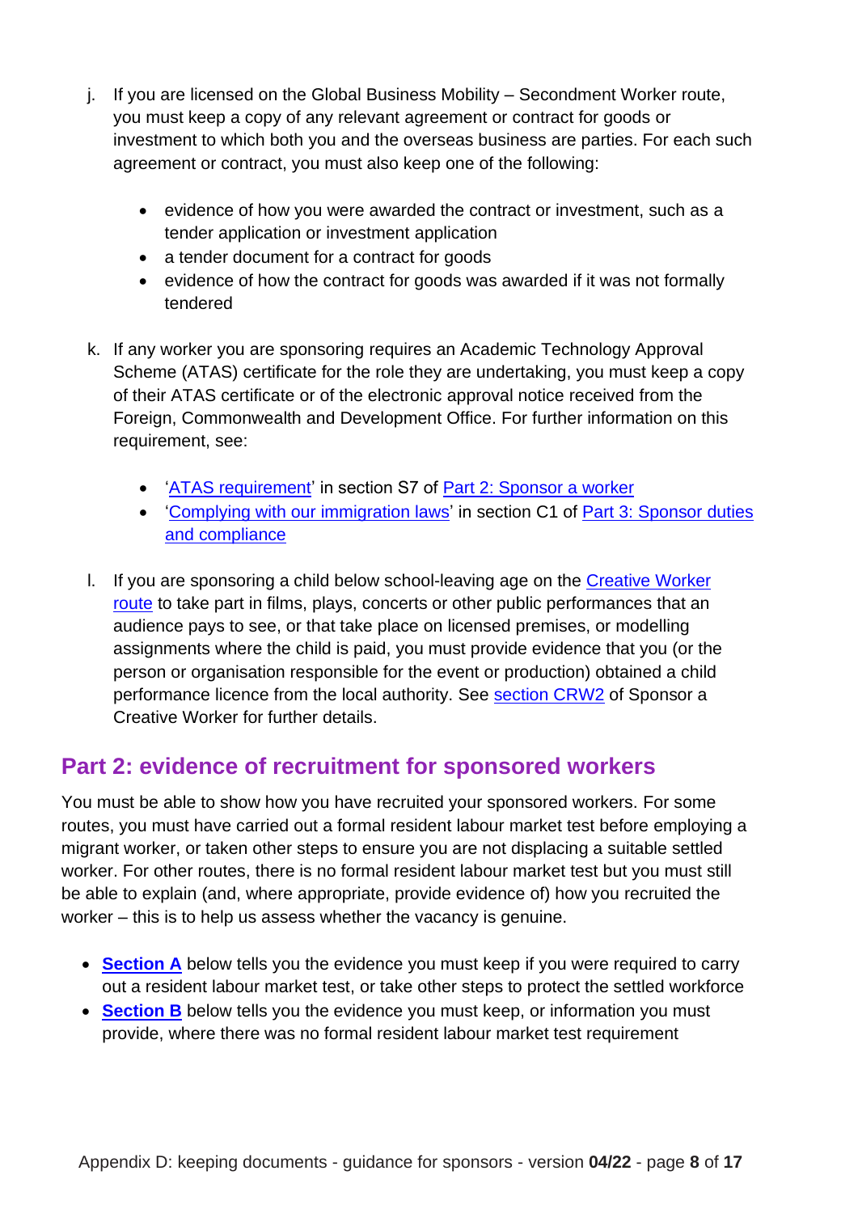j. If you are licensed on the Global Business Mobility – Secondment Worker route, you must keep a copy of any relevant agreement or contract for goods or investment to which both you and the overseas business are parties. For each such agreement or contract, you must also keep one of the following:

   - evidence of how you were awarded the contract or investment, such as a tender application or investment application
   - a tender document for a contract for goods
   - evidence of how the contract for goods was awarded if it was not formally tendered

k. If any worker you are sponsoring requires an Academic Technology Approval Scheme (ATAS) certificate for the role they are undertaking, you must keep a copy of their ATAS certificate or of the electronic approval notice received from the Foreign, Commonwealth and Development Office. For further information on this requirement, see:

   - 'ATAS requirement' in section S7 of Part 2: Sponsor a worker
   - 'Complying with our immigration laws' in section C1 of Part 3: Sponsor duties and compliance

l. If you are sponsoring a child below school-leaving age on the Creative Worker route to take part in films, plays, concerts or other public performances that an audience pays to see, or that take place on licensed premises, or modelling assignments where the child is paid, you must provide evidence that you (or the person or organisation responsible for the event or production) obtained a child performance licence from the local authority. See section CRW2 of Sponsor a Creative Worker for further details.

## Part 2: evidence of recruitment for sponsored workers

You must be able to show how you have recruited your sponsored workers. For some routes, you must have carried out a formal resident labour market test before employing a migrant worker, or taken other steps to ensure you are not displacing a suitable settled worker. For other routes, there is no formal resident labour market test but you must still be able to explain (and, where appropriate, provide evidence of) how you recruited the worker – this is to help us assess whether the vacancy is genuine.

- **Section A** below tells you the evidence you must keep if you were required to carry out a resident labour market test, or take other steps to protect the settled workforce
- **Section B** below tells you the evidence you must keep, or information you must provide, where there was no formal resident labour market test requirement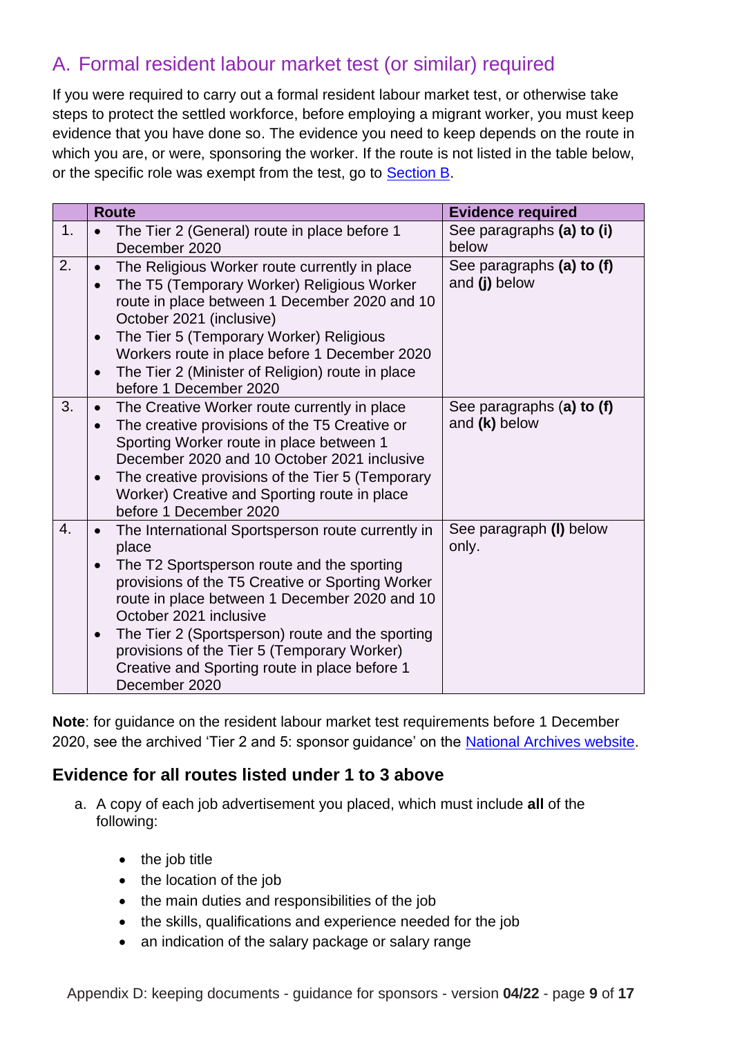## A. Formal resident labour market test (or similar) required

If you were required to carry out a formal resident labour market test, or otherwise take steps to protect the settled workforce, before employing a migrant worker, you must keep evidence that you have done so. The evidence you need to keep depends on the route in which you are, or were, sponsoring the worker. If the route is not listed in the table below, or the specific role was exempt from the test, go to Section B.

| | Route | Evidence required |
|---|---|---|
| 1. | • The Tier 2 (General) route in place before 1 December 2020 | See paragraphs **(a) to (i)** below |
| 2. | • The Religious Worker route currently in place<br>• The T5 (Temporary Worker) Religious Worker route in place between 1 December 2020 and 10 October 2021 (inclusive)<br>• The Tier 5 (Temporary Worker) Religious Workers route in place before 1 December 2020<br>• The Tier 2 (Minister of Religion) route in place before 1 December 2020 | See paragraphs **(a) to (f)** and **(j)** below |
| 3. | • The Creative Worker route currently in place<br>• The creative provisions of the T5 Creative or Sporting Worker route in place between 1 December 2020 and 10 October 2021 inclusive<br>• The creative provisions of the Tier 5 (Temporary Worker) Creative and Sporting route in place before 1 December 2020 | See paragraphs **(a) to (f)** and **(k)** below |
| 4. | • The International Sportsperson route currently in place<br>• The T2 Sportsperson route and the sporting provisions of the T5 Creative or Sporting Worker route in place between 1 December 2020 and 10 October 2021 inclusive<br>• The Tier 2 (Sportsperson) route and the sporting provisions of the Tier 5 (Temporary Worker) Creative and Sporting route in place before 1 December 2020 | See paragraph **(l)** below only. |

**Note**: for guidance on the resident labour market test requirements before 1 December 2020, see the archived 'Tier 2 and 5: sponsor guidance' on the National Archives website.

### Evidence for all routes listed under 1 to 3 above

a. A copy of each job advertisement you placed, which must include **all** of the following:

- the job title
- the location of the job
- the main duties and responsibilities of the job
- the skills, qualifications and experience needed for the job
- an indication of the salary package or salary range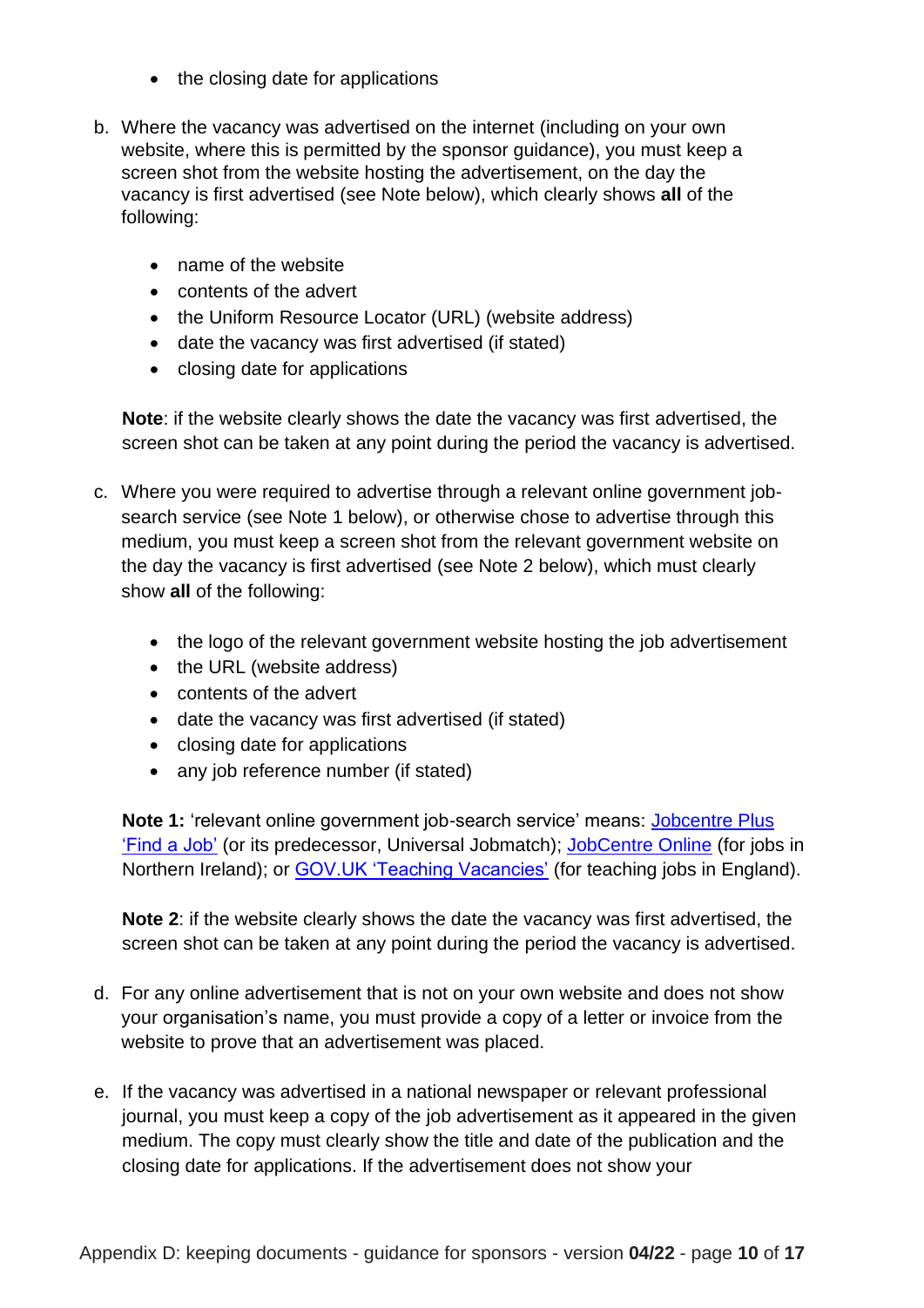- the closing date for applications

b. Where the vacancy was advertised on the internet (including on your own website, where this is permitted by the sponsor guidance), you must keep a screen shot from the website hosting the advertisement, on the day the vacancy is first advertised (see Note below), which clearly shows **all** of the following:

   - name of the website
   - contents of the advert
   - the Uniform Resource Locator (URL) (website address)
   - date the vacancy was first advertised (if stated)
   - closing date for applications

   **Note**: if the website clearly shows the date the vacancy was first advertised, the screen shot can be taken at any point during the period the vacancy is advertised.

c. Where you were required to advertise through a relevant online government job-search service (see Note 1 below), or otherwise chose to advertise through this medium, you must keep a screen shot from the relevant government website on the day the vacancy is first advertised (see Note 2 below), which must clearly show **all** of the following:

   - the logo of the relevant government website hosting the job advertisement
   - the URL (website address)
   - contents of the advert
   - date the vacancy was first advertised (if stated)
   - closing date for applications
   - any job reference number (if stated)

   **Note 1:** 'relevant online government job-search service' means: Jobcentre Plus 'Find a Job' (or its predecessor, Universal Jobmatch); JobCentre Online (for jobs in Northern Ireland); or GOV.UK 'Teaching Vacancies' (for teaching jobs in England).

   **Note 2**: if the website clearly shows the date the vacancy was first advertised, the screen shot can be taken at any point during the period the vacancy is advertised.

d. For any online advertisement that is not on your own website and does not show your organisation's name, you must provide a copy of a letter or invoice from the website to prove that an advertisement was placed.

e. If the vacancy was advertised in a national newspaper or relevant professional journal, you must keep a copy of the job advertisement as it appeared in the given medium. The copy must clearly show the title and date of the publication and the closing date for applications. If the advertisement does not show your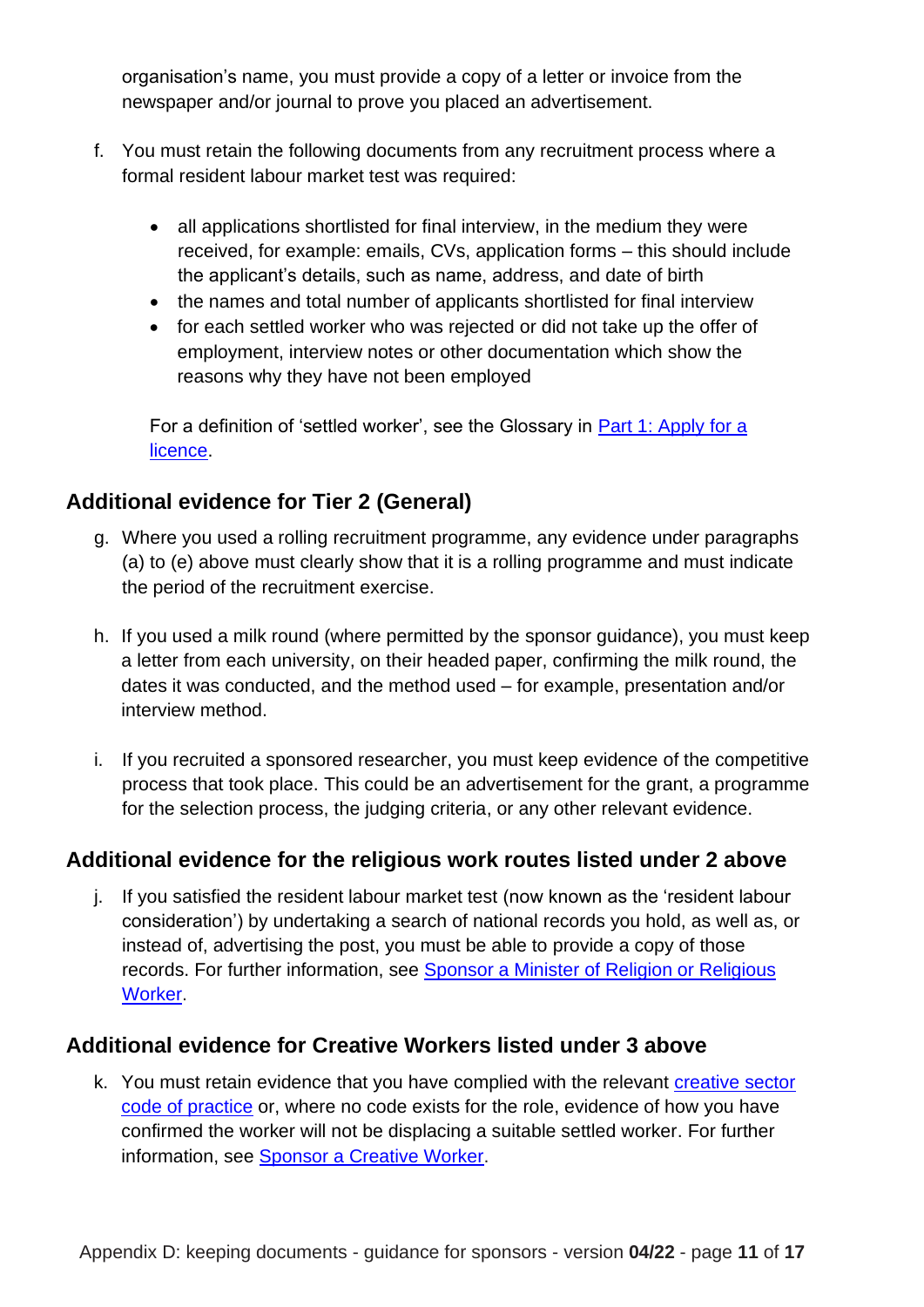organisation's name, you must provide a copy of a letter or invoice from the newspaper and/or journal to prove you placed an advertisement.

f. You must retain the following documents from any recruitment process where a formal resident labour market test was required:

   - all applications shortlisted for final interview, in the medium they were received, for example: emails, CVs, application forms – this should include the applicant's details, such as name, address, and date of birth
   - the names and total number of applicants shortlisted for final interview
   - for each settled worker who was rejected or did not take up the offer of employment, interview notes or other documentation which show the reasons why they have not been employed

   For a definition of 'settled worker', see the Glossary in [Part 1: Apply for a licence](#).

## Additional evidence for Tier 2 (General)

g. Where you used a rolling recruitment programme, any evidence under paragraphs (a) to (e) above must clearly show that it is a rolling programme and must indicate the period of the recruitment exercise.

h. If you used a milk round (where permitted by the sponsor guidance), you must keep a letter from each university, on their headed paper, confirming the milk round, the dates it was conducted, and the method used – for example, presentation and/or interview method.

i. If you recruited a sponsored researcher, you must keep evidence of the competitive process that took place. This could be an advertisement for the grant, a programme for the selection process, the judging criteria, or any other relevant evidence.

## Additional evidence for the religious work routes listed under 2 above

j. If you satisfied the resident labour market test (now known as the 'resident labour consideration') by undertaking a search of national records you hold, as well as, or instead of, advertising the post, you must be able to provide a copy of those records. For further information, see [Sponsor a Minister of Religion or Religious Worker](#).

## Additional evidence for Creative Workers listed under 3 above

k. You must retain evidence that you have complied with the relevant [creative sector code of practice](#) or, where no code exists for the role, evidence of how you have confirmed the worker will not be displacing a suitable settled worker. For further information, see [Sponsor a Creative Worker](#).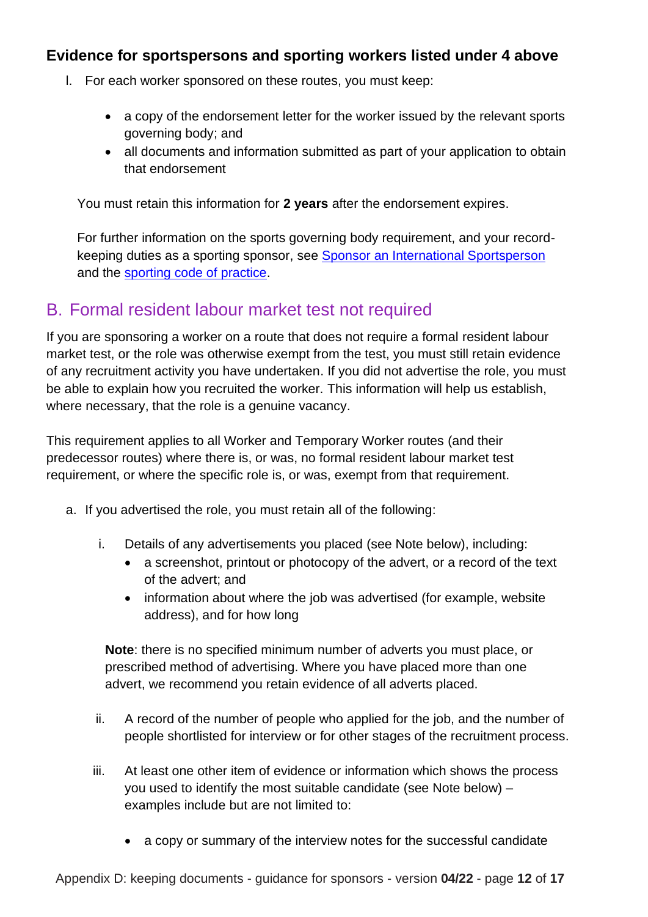### Evidence for sportspersons and sporting workers listed under 4 above

l. For each worker sponsored on these routes, you must keep:

- a copy of the endorsement letter for the worker issued by the relevant sports governing body; and
- all documents and information submitted as part of your application to obtain that endorsement

You must retain this information for **2 years** after the endorsement expires.

For further information on the sports governing body requirement, and your record-keeping duties as a sporting sponsor, see [Sponsor an International Sportsperson]() and the [sporting code of practice]().

## B. Formal resident labour market test not required

If you are sponsoring a worker on a route that does not require a formal resident labour market test, or the role was otherwise exempt from the test, you must still retain evidence of any recruitment activity you have undertaken. If you did not advertise the role, you must be able to explain how you recruited the worker. This information will help us establish, where necessary, that the role is a genuine vacancy.

This requirement applies to all Worker and Temporary Worker routes (and their predecessor routes) where there is, or was, no formal resident labour market test requirement, or where the specific role is, or was, exempt from that requirement.

a. If you advertised the role, you must retain all of the following:

   i. Details of any advertisements you placed (see Note below), including:
      - a screenshot, printout or photocopy of the advert, or a record of the text of the advert; and
      - information about where the job was advertised (for example, website address), and for how long

   **Note**: there is no specified minimum number of adverts you must place, or prescribed method of advertising. Where you have placed more than one advert, we recommend you retain evidence of all adverts placed.

   ii. A record of the number of people who applied for the job, and the number of people shortlisted for interview or for other stages of the recruitment process.

   iii. At least one other item of evidence or information which shows the process you used to identify the most suitable candidate (see Note below) – examples include but are not limited to:

      - a copy or summary of the interview notes for the successful candidate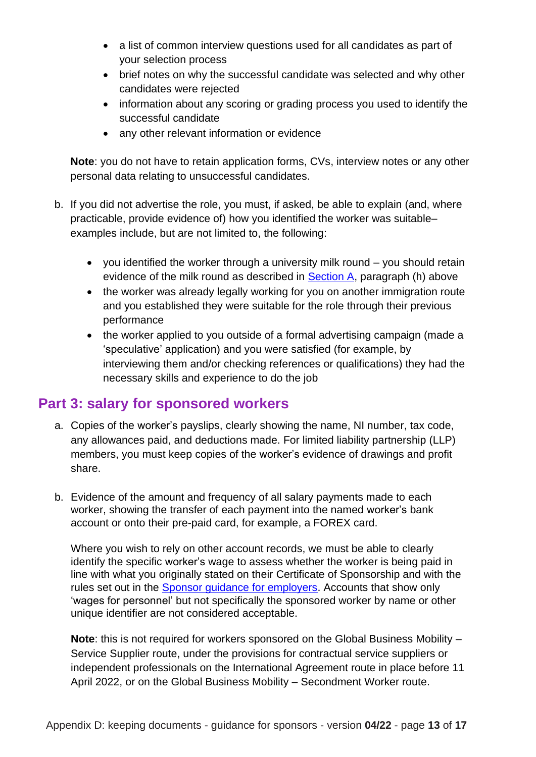- a list of common interview questions used for all candidates as part of your selection process
- brief notes on why the successful candidate was selected and why other candidates were rejected
- information about any scoring or grading process you used to identify the successful candidate
- any other relevant information or evidence

**Note**: you do not have to retain application forms, CVs, interview notes or any other personal data relating to unsuccessful candidates.

b. If you did not advertise the role, you must, if asked, be able to explain (and, where practicable, provide evidence of) how you identified the worker was suitable– examples include, but are not limited to, the following:

   - you identified the worker through a university milk round – you should retain evidence of the milk round as described in [Section A](#), paragraph (h) above
   - the worker was already legally working for you on another immigration route and you established they were suitable for the role through their previous performance
   - the worker applied to you outside of a formal advertising campaign (made a 'speculative' application) and you were satisfied (for example, by interviewing them and/or checking references or qualifications) they had the necessary skills and experience to do the job

## Part 3: salary for sponsored workers

a. Copies of the worker's payslips, clearly showing the name, NI number, tax code, any allowances paid, and deductions made. For limited liability partnership (LLP) members, you must keep copies of the worker's evidence of drawings and profit share.

b. Evidence of the amount and frequency of all salary payments made to each worker, showing the transfer of each payment into the named worker's bank account or onto their pre-paid card, for example, a FOREX card.

   Where you wish to rely on other account records, we must be able to clearly identify the specific worker's wage to assess whether the worker is being paid in line with what you originally stated on their Certificate of Sponsorship and with the rules set out in the [Sponsor guidance for employers](#). Accounts that show only 'wages for personnel' but not specifically the sponsored worker by name or other unique identifier are not considered acceptable.

   **Note**: this is not required for workers sponsored on the Global Business Mobility – Service Supplier route, under the provisions for contractual service suppliers or independent professionals on the International Agreement route in place before 11 April 2022, or on the Global Business Mobility – Secondment Worker route.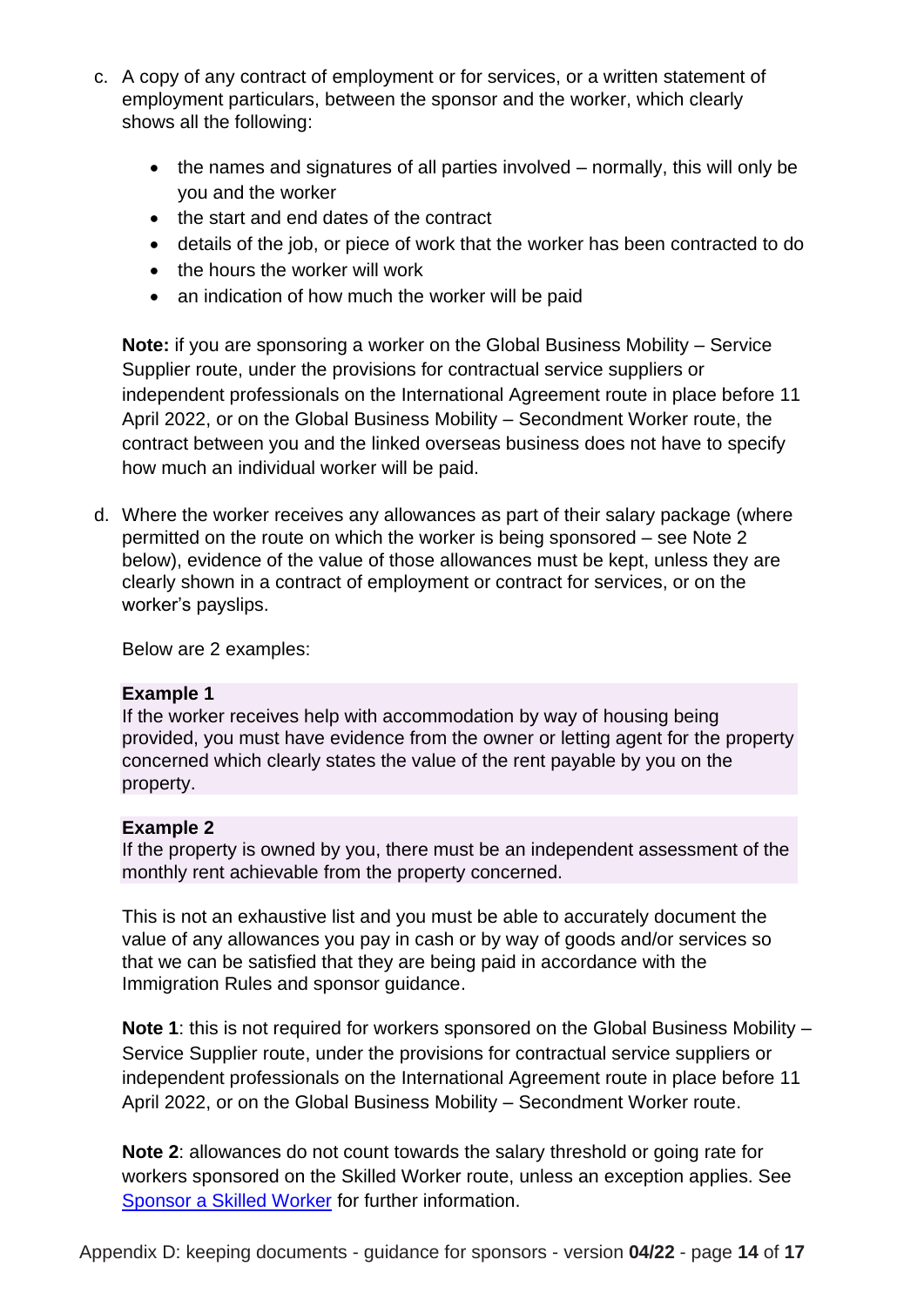c. A copy of any contract of employment or for services, or a written statement of employment particulars, between the sponsor and the worker, which clearly shows all the following:

    - the names and signatures of all parties involved – normally, this will only be you and the worker
    - the start and end dates of the contract
    - details of the job, or piece of work that the worker has been contracted to do
    - the hours the worker will work
    - an indication of how much the worker will be paid

    **Note:** if you are sponsoring a worker on the Global Business Mobility – Service Supplier route, under the provisions for contractual service suppliers or independent professionals on the International Agreement route in place before 11 April 2022, or on the Global Business Mobility – Secondment Worker route, the contract between you and the linked overseas business does not have to specify how much an individual worker will be paid.

d. Where the worker receives any allowances as part of their salary package (where permitted on the route on which the worker is being sponsored – see Note 2 below), evidence of the value of those allowances must be kept, unless they are clearly shown in a contract of employment or contract for services, or on the worker's payslips.

    Below are 2 examples:

    **Example 1**
    If the worker receives help with accommodation by way of housing being provided, you must have evidence from the owner or letting agent for the property concerned which clearly states the value of the rent payable by you on the property.

    **Example 2**
    If the property is owned by you, there must be an independent assessment of the monthly rent achievable from the property concerned.

    This is not an exhaustive list and you must be able to accurately document the value of any allowances you pay in cash or by way of goods and/or services so that we can be satisfied that they are being paid in accordance with the Immigration Rules and sponsor guidance.

    **Note 1**: this is not required for workers sponsored on the Global Business Mobility – Service Supplier route, under the provisions for contractual service suppliers or independent professionals on the International Agreement route in place before 11 April 2022, or on the Global Business Mobility – Secondment Worker route.

    **Note 2**: allowances do not count towards the salary threshold or going rate for workers sponsored on the Skilled Worker route, unless an exception applies. See [Sponsor a Skilled Worker](Sponsor a Skilled Worker) for further information.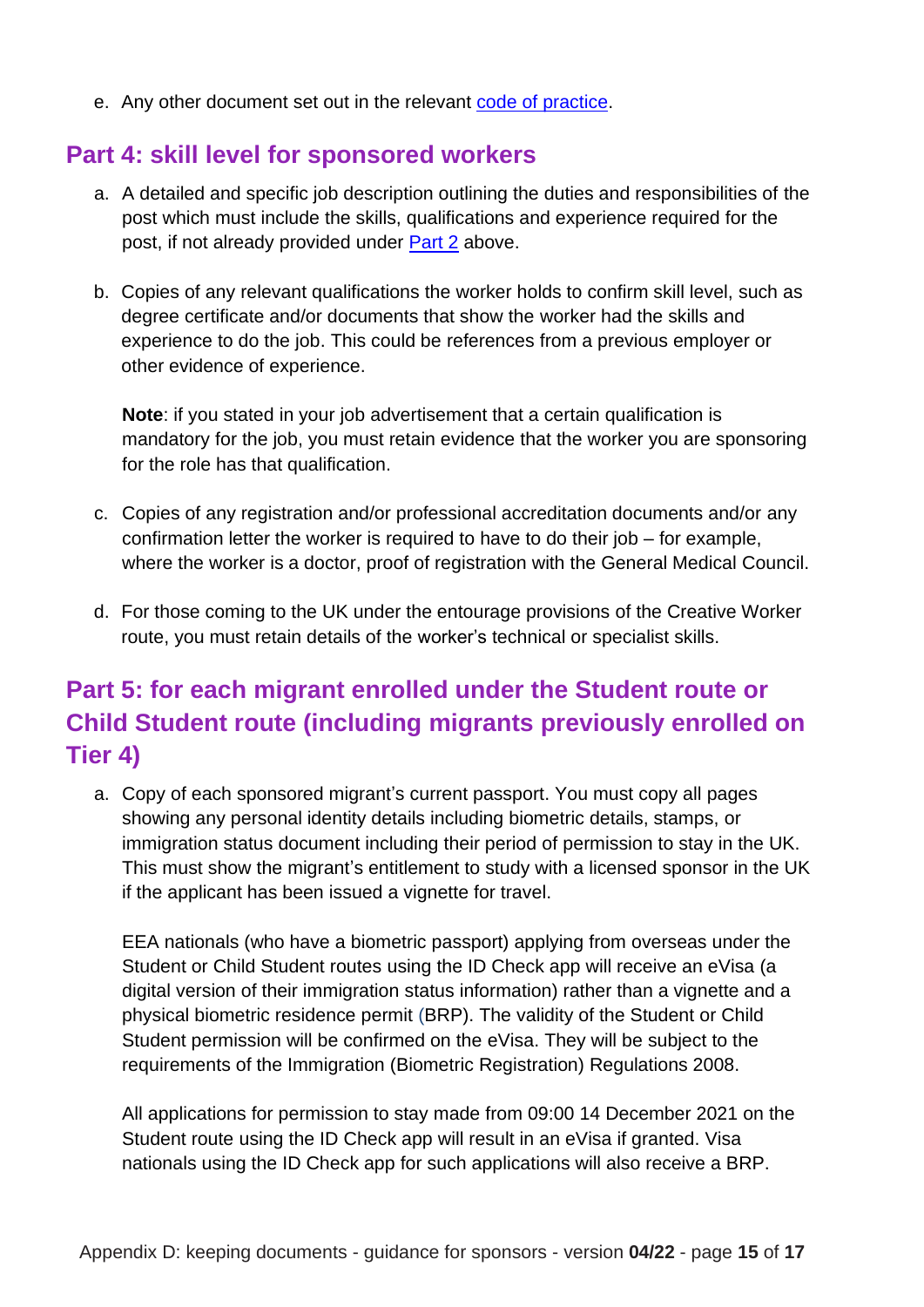e. Any other document set out in the relevant code of practice.

## Part 4: skill level for sponsored workers

a. A detailed and specific job description outlining the duties and responsibilities of the post which must include the skills, qualifications and experience required for the post, if not already provided under Part 2 above.

b. Copies of any relevant qualifications the worker holds to confirm skill level, such as degree certificate and/or documents that show the worker had the skills and experience to do the job. This could be references from a previous employer or other evidence of experience.

   **Note**: if you stated in your job advertisement that a certain qualification is mandatory for the job, you must retain evidence that the worker you are sponsoring for the role has that qualification.

c. Copies of any registration and/or professional accreditation documents and/or any confirmation letter the worker is required to have to do their job – for example, where the worker is a doctor, proof of registration with the General Medical Council.

d. For those coming to the UK under the entourage provisions of the Creative Worker route, you must retain details of the worker's technical or specialist skills.

## Part 5: for each migrant enrolled under the Student route or Child Student route (including migrants previously enrolled on Tier 4)

a. Copy of each sponsored migrant's current passport. You must copy all pages showing any personal identity details including biometric details, stamps, or immigration status document including their period of permission to stay in the UK. This must show the migrant's entitlement to study with a licensed sponsor in the UK if the applicant has been issued a vignette for travel.

   EEA nationals (who have a biometric passport) applying from overseas under the Student or Child Student routes using the ID Check app will receive an eVisa (a digital version of their immigration status information) rather than a vignette and a physical biometric residence permit (BRP). The validity of the Student or Child Student permission will be confirmed on the eVisa. They will be subject to the requirements of the Immigration (Biometric Registration) Regulations 2008.

   All applications for permission to stay made from 09:00 14 December 2021 on the Student route using the ID Check app will result in an eVisa if granted. Visa nationals using the ID Check app for such applications will also receive a BRP.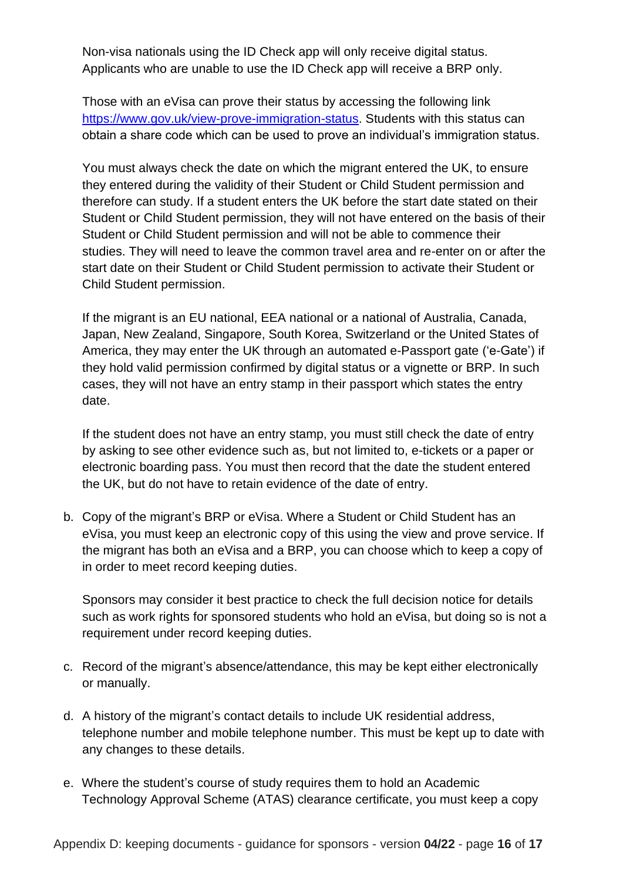Non-visa nationals using the ID Check app will only receive digital status. Applicants who are unable to use the ID Check app will receive a BRP only.

Those with an eVisa can prove their status by accessing the following link https://www.gov.uk/view-prove-immigration-status. Students with this status can obtain a share code which can be used to prove an individual's immigration status.

You must always check the date on which the migrant entered the UK, to ensure they entered during the validity of their Student or Child Student permission and therefore can study. If a student enters the UK before the start date stated on their Student or Child Student permission, they will not have entered on the basis of their Student or Child Student permission and will not be able to commence their studies. They will need to leave the common travel area and re-enter on or after the start date on their Student or Child Student permission to activate their Student or Child Student permission.

If the migrant is an EU national, EEA national or a national of Australia, Canada, Japan, New Zealand, Singapore, South Korea, Switzerland or the United States of America, they may enter the UK through an automated e-Passport gate ('e-Gate') if they hold valid permission confirmed by digital status or a vignette or BRP. In such cases, they will not have an entry stamp in their passport which states the entry date.

If the student does not have an entry stamp, you must still check the date of entry by asking to see other evidence such as, but not limited to, e-tickets or a paper or electronic boarding pass. You must then record that the date the student entered the UK, but do not have to retain evidence of the date of entry.

b. Copy of the migrant's BRP or eVisa. Where a Student or Child Student has an eVisa, you must keep an electronic copy of this using the view and prove service. If the migrant has both an eVisa and a BRP, you can choose which to keep a copy of in order to meet record keeping duties.

   Sponsors may consider it best practice to check the full decision notice for details such as work rights for sponsored students who hold an eVisa, but doing so is not a requirement under record keeping duties.

c. Record of the migrant's absence/attendance, this may be kept either electronically or manually.

d. A history of the migrant's contact details to include UK residential address, telephone number and mobile telephone number. This must be kept up to date with any changes to these details.

e. Where the student's course of study requires them to hold an Academic Technology Approval Scheme (ATAS) clearance certificate, you must keep a copy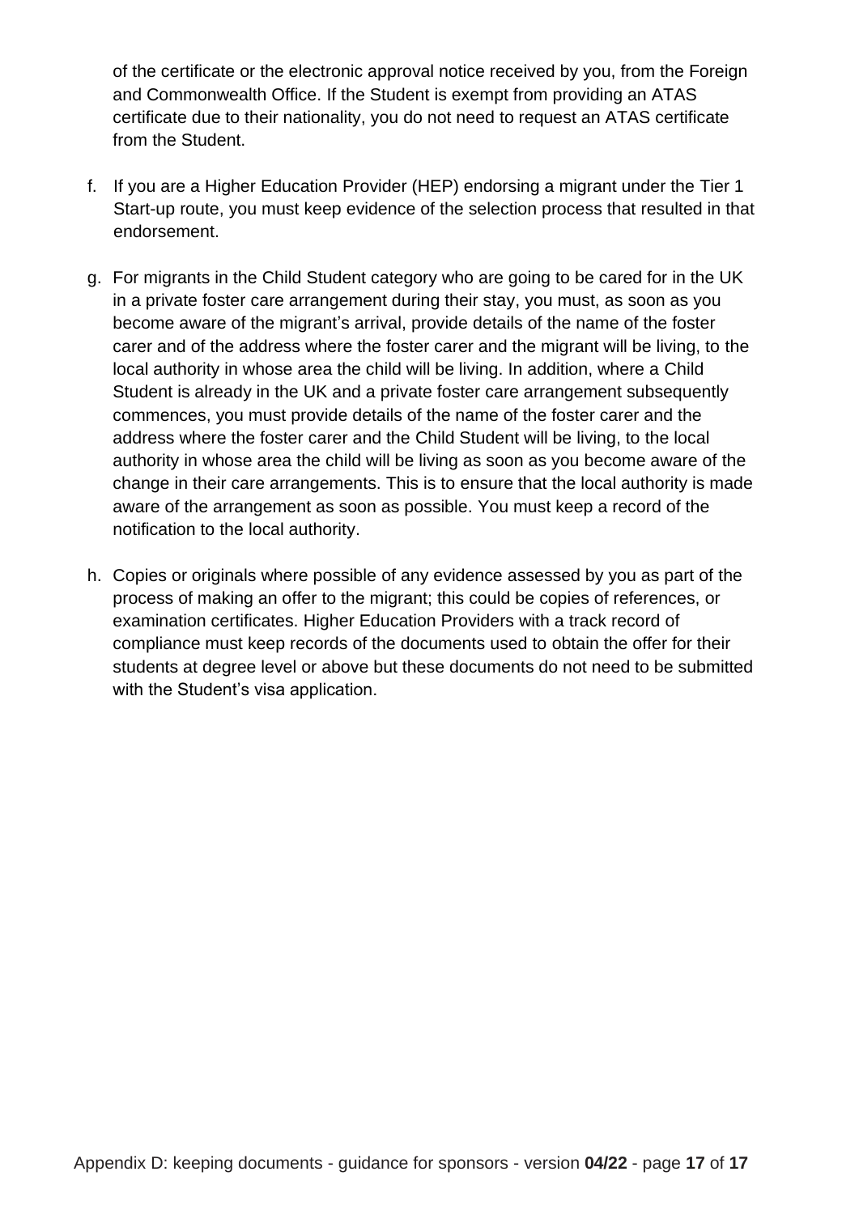of the certificate or the electronic approval notice received by you, from the Foreign and Commonwealth Office. If the Student is exempt from providing an ATAS certificate due to their nationality, you do not need to request an ATAS certificate from the Student.

f. If you are a Higher Education Provider (HEP) endorsing a migrant under the Tier 1 Start-up route, you must keep evidence of the selection process that resulted in that endorsement.

g. For migrants in the Child Student category who are going to be cared for in the UK in a private foster care arrangement during their stay, you must, as soon as you become aware of the migrant's arrival, provide details of the name of the foster carer and of the address where the foster carer and the migrant will be living, to the local authority in whose area the child will be living. In addition, where a Child Student is already in the UK and a private foster care arrangement subsequently commences, you must provide details of the name of the foster carer and the address where the foster carer and the Child Student will be living, to the local authority in whose area the child will be living as soon as you become aware of the change in their care arrangements. This is to ensure that the local authority is made aware of the arrangement as soon as possible. You must keep a record of the notification to the local authority.

h. Copies or originals where possible of any evidence assessed by you as part of the process of making an offer to the migrant; this could be copies of references, or examination certificates. Higher Education Providers with a track record of compliance must keep records of the documents used to obtain the offer for their students at degree level or above but these documents do not need to be submitted with the Student's visa application.